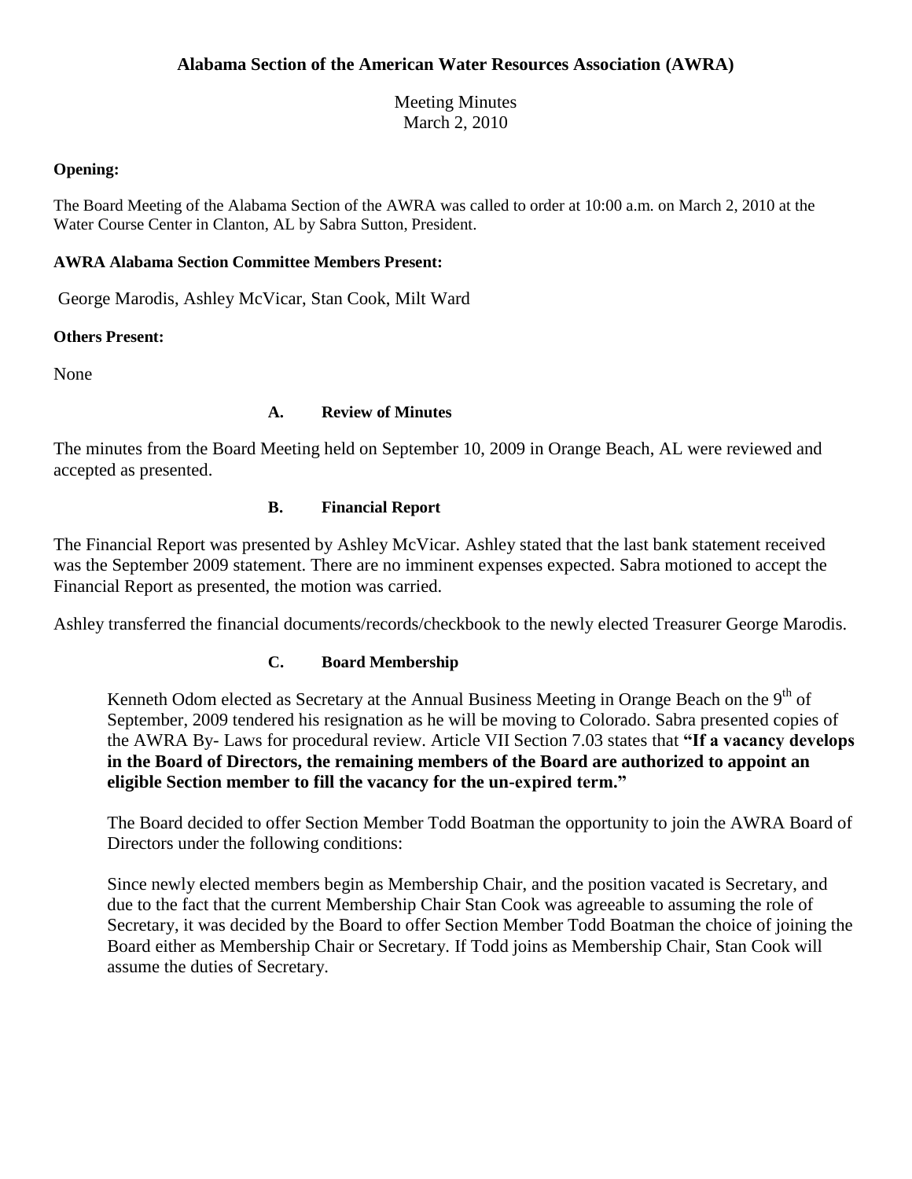# Alabama Section of the American Water Resources Association (AWRA)

Meeting Minutes
March 2, 2010

**Opening:**

The Board Meeting of the Alabama Section of the AWRA was called to order at 10:00 a.m. on March 2, 2010 at the Water Course Center in Clanton, AL by Sabra Sutton, President.

**AWRA Alabama Section Committee Members Present:**

George Marodis, Ashley McVicar, Stan Cook, Milt Ward

**Others Present:**

None

### A. Review of Minutes

The minutes from the Board Meeting held on September 10, 2009 in Orange Beach, AL were reviewed and accepted as presented.

### B. Financial Report

The Financial Report was presented by Ashley McVicar. Ashley stated that the last bank statement received was the September 2009 statement. There are no imminent expenses expected. Sabra motioned to accept the Financial Report as presented, the motion was carried.

Ashley transferred the financial documents/records/checkbook to the newly elected Treasurer George Marodis.

### C. Board Membership

Kenneth Odom elected as Secretary at the Annual Business Meeting in Orange Beach on the 9th of September, 2009 tendered his resignation as he will be moving to Colorado. Sabra presented copies of the AWRA By- Laws for procedural review. Article VII Section 7.03 states that **"If a vacancy develops in the Board of Directors, the remaining members of the Board are authorized to appoint an eligible Section member to fill the vacancy for the un-expired term."**

The Board decided to offer Section Member Todd Boatman the opportunity to join the AWRA Board of Directors under the following conditions:

Since newly elected members begin as Membership Chair, and the position vacated is Secretary, and due to the fact that the current Membership Chair Stan Cook was agreeable to assuming the role of Secretary, it was decided by the Board to offer Section Member Todd Boatman the choice of joining the Board either as Membership Chair or Secretary. If Todd joins as Membership Chair, Stan Cook will assume the duties of Secretary.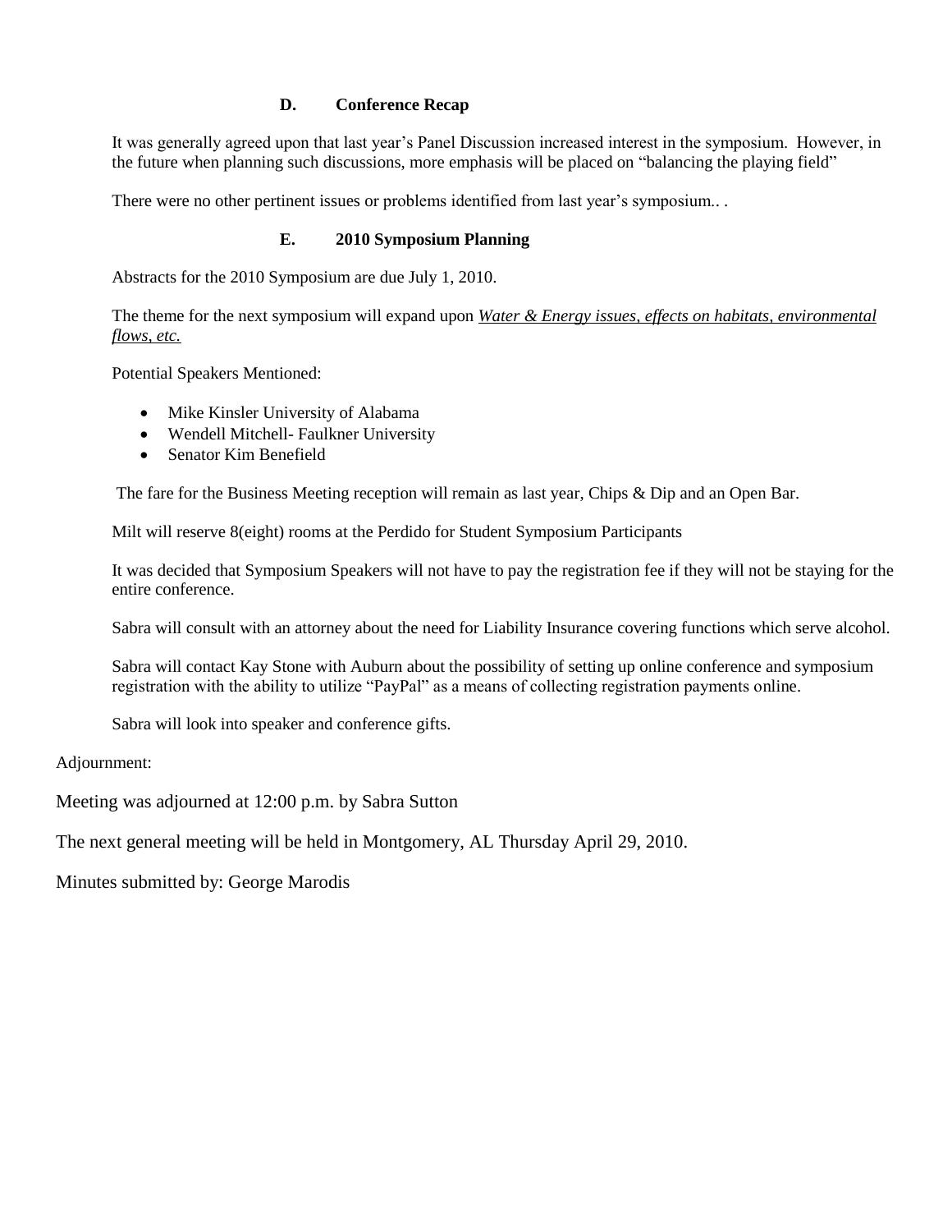### D. Conference Recap

It was generally agreed upon that last year's Panel Discussion increased interest in the symposium. However, in the future when planning such discussions, more emphasis will be placed on "balancing the playing field"

There were no other pertinent issues or problems identified from last year's symposium.. .

### E. 2010 Symposium Planning

Abstracts for the 2010 Symposium are due July 1, 2010.

The theme for the next symposium will expand upon ***Water & Energy issues, effects on habitats, environmental flows, etc.***

Potential Speakers Mentioned:

- Mike Kinsler University of Alabama
- Wendell Mitchell- Faulkner University
- Senator Kim Benefield

The fare for the Business Meeting reception will remain as last year, Chips & Dip and an Open Bar.

Milt will reserve 8(eight) rooms at the Perdido for Student Symposium Participants

It was decided that Symposium Speakers will not have to pay the registration fee if they will not be staying for the entire conference.

Sabra will consult with an attorney about the need for Liability Insurance covering functions which serve alcohol.

Sabra will contact Kay Stone with Auburn about the possibility of setting up online conference and symposium registration with the ability to utilize "PayPal" as a means of collecting registration payments online.

Sabra will look into speaker and conference gifts.

Adjournment:

Meeting was adjourned at 12:00 p.m. by Sabra Sutton

The next general meeting will be held in Montgomery, AL Thursday April 29, 2010.

Minutes submitted by: George Marodis